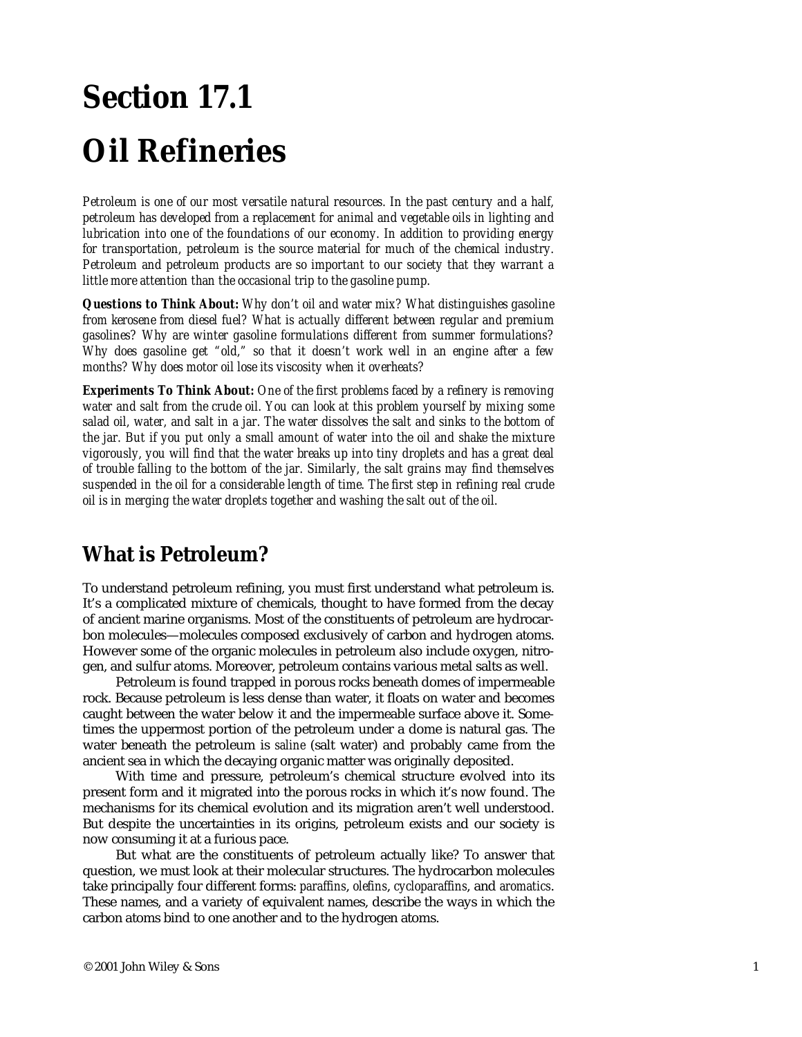# Section 17.1

# Oil Refineries

*Petroleum is one of our most versatile natural resources. In the past century and a half, petroleum has developed from a replacement for animal and vegetable oils in lighting and lubrication into one of the foundations of our economy. In addition to providing energy for transportation, petroleum is the source material for much of the chemical industry. Petroleum and petroleum products are so important to our society that they warrant a little more attention than the occasional trip to the gasoline pump.*

**Questions to Think About:** *Why don't oil and water mix? What distinguishes gasoline from kerosene from diesel fuel? What is actually different between regular and premium gasolines? Why are winter gasoline formulations different from summer formulations? Why does gasoline get "old," so that it doesn't work well in an engine after a few months? Why does motor oil lose its viscosity when it overheats?*

**Experiments To Think About:** *One of the first problems faced by a refinery is removing water and salt from the crude oil. You can look at this problem yourself by mixing some salad oil, water, and salt in a jar. The water dissolves the salt and sinks to the bottom of the jar. But if you put only a small amount of water into the oil and shake the mixture vigorously, you will find that the water breaks up into tiny droplets and has a great deal of trouble falling to the bottom of the jar. Similarly, the salt grains may find themselves suspended in the oil for a considerable length of time. The first step in refining real crude oil is in merging the water droplets together and washing the salt out of the oil.*

## What is Petroleum?

To understand petroleum refining, you must first understand what petroleum is. It's a complicated mixture of chemicals, thought to have formed from the decay of ancient marine organisms. Most of the constituents of petroleum are hydrocarbon molecules—molecules composed exclusively of carbon and hydrogen atoms. However some of the organic molecules in petroleum also include oxygen, nitrogen, and sulfur atoms. Moreover, petroleum contains various metal salts as well.

Petroleum is found trapped in porous rocks beneath domes of impermeable rock. Because petroleum is less dense than water, it floats on water and becomes caught between the water below it and the impermeable surface above it. Sometimes the uppermost portion of the petroleum under a dome is natural gas. The water beneath the petroleum is *saline* (salt water) and probably came from the ancient sea in which the decaying organic matter was originally deposited.

With time and pressure, petroleum's chemical structure evolved into its present form and it migrated into the porous rocks in which it's now found. The mechanisms for its chemical evolution and its migration aren't well understood. But despite the uncertainties in its origins, petroleum exists and our society is now consuming it at a furious pace.

But what are the constituents of petroleum actually like? To answer that question, we must look at their molecular structures. The hydrocarbon molecules take principally four different forms: *paraffins*, *olefins*, *cycloparaffins*, and *aromatics*. These names, and a variety of equivalent names, describe the ways in which the carbon atoms bind to one another and to the hydrogen atoms.

© 2001 John Wiley & Sons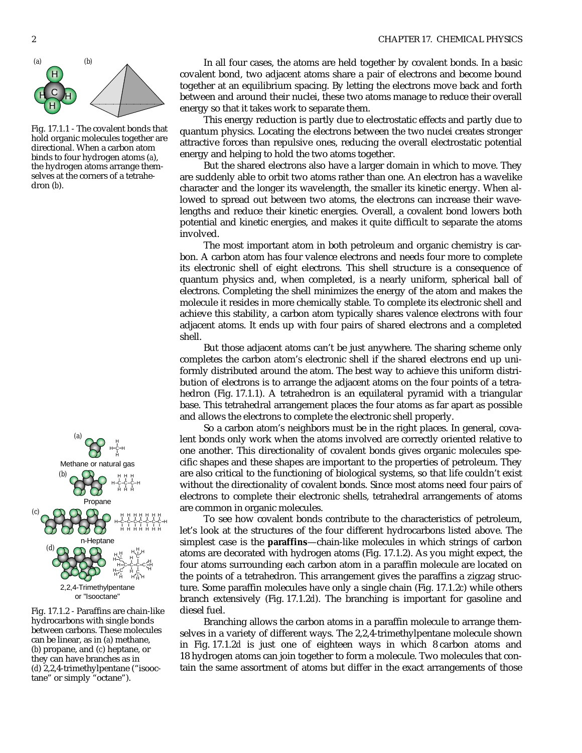Fig. 17.1.1 - The covalent bonds that hold organic molecules together are directional. When a carbon atom binds to four hydrogen atoms (a), the hydrogen atoms arrange themselves at the corners of a tetrahedron (b).

In all four cases, the atoms are held together by covalent bonds. In a basic covalent bond, two adjacent atoms share a pair of electrons and become bound together at an equilibrium spacing. By letting the electrons move back and forth between and around their nuclei, these two atoms manage to reduce their overall energy so that it takes work to separate them.

This energy reduction is partly due to electrostatic effects and partly due to quantum physics. Locating the electrons between the two nuclei creates stronger attractive forces than repulsive ones, reducing the overall electrostatic potential energy and helping to hold the two atoms together.

But the shared electrons also have a larger domain in which to move. They are suddenly able to orbit two atoms rather than one. An electron has a wavelike character and the longer its wavelength, the smaller its kinetic energy. When allowed to spread out between two atoms, the electrons can increase their wavelengths and reduce their kinetic energies. Overall, a covalent bond lowers both potential and kinetic energies, and makes it quite difficult to separate the atoms involved.

The most important atom in both petroleum and organic chemistry is carbon. A carbon atom has four valence electrons and needs four more to complete its electronic shell of eight electrons. This shell structure is a consequence of quantum physics and, when completed, is a nearly uniform, spherical ball of electrons. Completing the shell minimizes the energy of the atom and makes the molecule it resides in more chemically stable. To complete its electronic shell and achieve this stability, a carbon atom typically shares valence electrons with four adjacent atoms. It ends up with four pairs of shared electrons and a completed shell.

But those adjacent atoms can't be just anywhere. The sharing scheme only completes the carbon atom's electronic shell if the shared electrons end up uniformly distributed around the atom. The best way to achieve this uniform distribution of electrons is to arrange the adjacent atoms on the four points of a tetrahedron (Fig. 17.1.1). A tetrahedron is an equilateral pyramid with a triangular base. This tetrahedral arrangement places the four atoms as far apart as possible and allows the electrons to complete the electronic shell properly.

So a carbon atom's neighbors must be in the right places. In general, covalent bonds only work when the atoms involved are correctly oriented relative to one another. This directionality of covalent bonds gives organic molecules specific shapes and these shapes are important to the properties of petroleum. They are also critical to the functioning of biological systems, so that life couldn't exist without the directionality of covalent bonds. Since most atoms need four pairs of electrons to complete their electronic shells, tetrahedral arrangements of atoms are common in organic molecules.

Fig. 17.1.2 - Paraffins are chain-like hydrocarbons with single bonds between carbons. These molecules can be linear, as in (a) methane, (b) propane, and (c) heptane, or they can have branches as in (d) 2,2,4-trimethylpentane ("isooctane" or simply "octane").

To see how covalent bonds contribute to the characteristics of petroleum, let's look at the structures of the four different hydrocarbons listed above. The simplest case is the **paraffins**—chain-like molecules in which strings of carbon atoms are decorated with hydrogen atoms (Fig. 17.1.2). As you might expect, the four atoms surrounding each carbon atom in a paraffin molecule are located on the points of a tetrahedron. This arrangement gives the paraffins a zigzag structure. Some paraffin molecules have only a single chain (Fig. 17.1.2*c*) while others branch extensively (Fig. 17.1.2*d*). The branching is important for gasoline and diesel fuel.

Branching allows the carbon atoms in a paraffin molecule to arrange themselves in a variety of different ways. The 2,2,4-trimethylpentane molecule shown in Fig. 17.1.2*d* is just one of eighteen ways in which 8 carbon atoms and 18 hydrogen atoms can join together to form a molecule. Two molecules that contain the same assortment of atoms but differ in the exact arrangements of those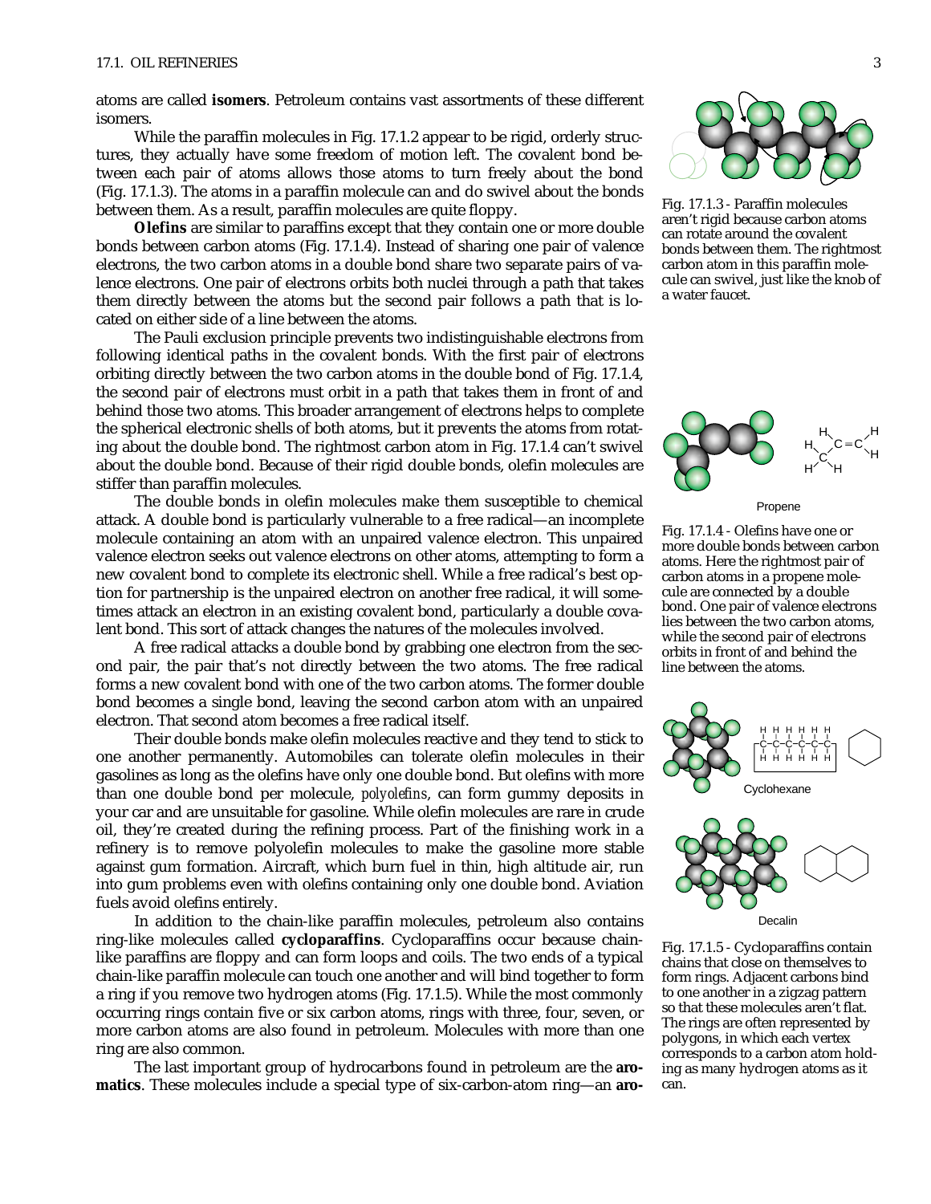atoms are called **isomers**. Petroleum contains vast assortments of these different isomers.

While the paraffin molecules in Fig. 17.1.2 appear to be rigid, orderly structures, they actually have some freedom of motion left. The covalent bond between each pair of atoms allows those atoms to turn freely about the bond (Fig. 17.1.3). The atoms in a paraffin molecule can and do swivel about the bonds between them. As a result, paraffin molecules are quite floppy.

**Olefins** are similar to paraffins except that they contain one or more double bonds between carbon atoms (Fig. 17.1.4). Instead of sharing one pair of valence electrons, the two carbon atoms in a double bond share two separate pairs of valence electrons. One pair of electrons orbits both nuclei through a path that takes them directly between the atoms but the second pair follows a path that is located on either side of a line between the atoms.

The Pauli exclusion principle prevents two indistinguishable electrons from following identical paths in the covalent bonds. With the first pair of electrons orbiting directly between the two carbon atoms in the double bond of Fig. 17.1.4, the second pair of electrons must orbit in a path that takes them in front of and behind those two atoms. This broader arrangement of electrons helps to complete the spherical electronic shells of both atoms, but it prevents the atoms from rotating about the double bond. The rightmost carbon atom in Fig. 17.1.4 can't swivel about the double bond. Because of their rigid double bonds, olefin molecules are stiffer than paraffin molecules.

The double bonds in olefin molecules make them susceptible to chemical attack. A double bond is particularly vulnerable to a free radical—an incomplete molecule containing an atom with an unpaired valence electron. This unpaired valence electron seeks out valence electrons on other atoms, attempting to form a new covalent bond to complete its electronic shell. While a free radical's best option for partnership is the unpaired electron on another free radical, it will sometimes attack an electron in an existing covalent bond, particularly a double covalent bond. This sort of attack changes the natures of the molecules involved.

A free radical attacks a double bond by grabbing one electron from the second pair, the pair that's not directly between the two atoms. The free radical forms a new covalent bond with one of the two carbon atoms. The former double bond becomes a single bond, leaving the second carbon atom with an unpaired electron. That second atom becomes a free radical itself.

Their double bonds make olefin molecules reactive and they tend to stick to one another permanently. Automobiles can tolerate olefin molecules in their gasolines as long as the olefins have only one double bond. But olefins with more than one double bond per molecule, *polyolefins*, can form gummy deposits in your car and are unsuitable for gasoline. While olefin molecules are rare in crude oil, they're created during the refining process. Part of the finishing work in a refinery is to remove polyolefin molecules to make the gasoline more stable against gum formation. Aircraft, which burn fuel in thin, high altitude air, run into gum problems even with olefins containing only one double bond. Aviation fuels avoid olefins entirely.

In addition to the chain-like paraffin molecules, petroleum also contains ring-like molecules called **cycloparaffins**. Cycloparaffins occur because chain-like paraffins are floppy and can form loops and coils. The two ends of a typical chain-like paraffin molecule can touch one another and will bind together to form a ring if you remove two hydrogen atoms (Fig. 17.1.5). While the most commonly occurring rings contain five or six carbon atoms, rings with three, four, seven, or more carbon atoms are also found in petroleum. Molecules with more than one ring are also common.

The last important group of hydrocarbons found in petroleum are the **aromatics**. These molecules include a special type of six-carbon-atom ring—an **aro-**

Fig. 17.1.3 - Paraffin molecules aren't rigid because carbon atoms can rotate around the covalent bonds between them. The rightmost carbon atom in this paraffin molecule can swivel, just like the knob of a water faucet.

Propene

Fig. 17.1.4 - Olefins have one or more double bonds between carbon atoms. Here the rightmost pair of carbon atoms in a propene molecule are connected by a double bond. One pair of valence electrons lies between the two carbon atoms, while the second pair of electrons orbits in front of and behind the line between the atoms.

Cyclohexane

Decalin

Fig. 17.1.5 - Cycloparaffins contain chains that close on themselves to form rings. Adjacent carbons bind to one another in a zigzag pattern so that these molecules aren't flat. The rings are often represented by polygons, in which each vertex corresponds to a carbon atom holding as many hydrogen atoms as it can.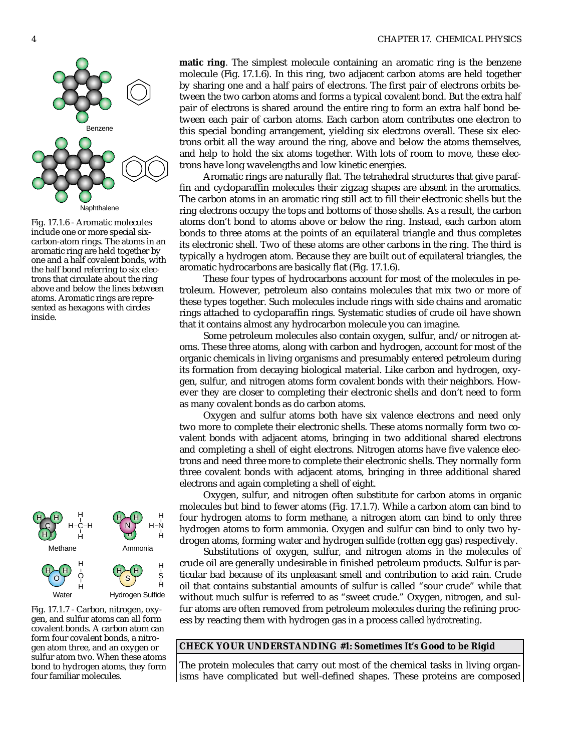matic ring**. The simplest molecule containing an aromatic ring is the benzene molecule (Fig. 17.1.6). In this ring, two adjacent carbon atoms are held together by sharing one and a half pairs of electrons. The first pair of electrons orbits between the two carbon atoms and forms a typical covalent bond. But the extra half pair of electrons is shared around the entire ring to form an extra half bond between each pair of carbon atoms. Each carbon atom contributes one electron to this special bonding arrangement, yielding six electrons overall. These six electrons orbit all the way around the ring, above and below the atoms themselves, and help to hold the six atoms together. With lots of room to move, these electrons have long wavelengths and low kinetic energies.

Benzene

Naphthalene

Fig. 17.1.6 - Aromatic molecules include one or more special six-carbon-atom rings. The atoms in an aromatic ring are held together by one and a half covalent bonds, with the half bond referring to six electrons that circulate about the ring above and below the lines between atoms. Aromatic rings are represented as hexagons with circles inside.

Aromatic rings are naturally flat. The tetrahedral structures that give paraffin and cycloparaffin molecules their zigzag shapes are absent in the aromatics. The carbon atoms in an aromatic ring still act to fill their electronic shells but the ring electrons occupy the tops and bottoms of those shells. As a result, the carbon atoms don't bond to atoms above or below the ring. Instead, each carbon atom bonds to three atoms at the points of an equilateral triangle and thus completes its electronic shell. Two of these atoms are other carbons in the ring. The third is typically a hydrogen atom. Because they are built out of equilateral triangles, the aromatic hydrocarbons are basically flat (Fig. 17.1.6).

These four types of hydrocarbons account for most of the molecules in petroleum. However, petroleum also contains molecules that mix two or more of these types together. Such molecules include rings with side chains and aromatic rings attached to cycloparaffin rings. Systematic studies of crude oil have shown that it contains almost any hydrocarbon molecule you can imagine.

Some petroleum molecules also contain oxygen, sulfur, and/or nitrogen atoms. These three atoms, along with carbon and hydrogen, account for most of the organic chemicals in living organisms and presumably entered petroleum during its formation from decaying biological material. Like carbon and hydrogen, oxygen, sulfur, and nitrogen atoms form covalent bonds with their neighbors. However they are closer to completing their electronic shells and don't need to form as many covalent bonds as do carbon atoms.

Oxygen and sulfur atoms both have six valence electrons and need only two more to complete their electronic shells. These atoms normally form two covalent bonds with adjacent atoms, bringing in two additional shared electrons and completing a shell of eight electrons. Nitrogen atoms have five valence electrons and need three more to complete their electronic shells. They normally form three covalent bonds with adjacent atoms, bringing in three additional shared electrons and again completing a shell of eight.

Oxygen, sulfur, and nitrogen often substitute for carbon atoms in organic molecules but bind to fewer atoms (Fig. 17.1.7). While a carbon atom can bind to four hydrogen atoms to form methane, a nitrogen atom can bind to only three hydrogen atoms to form ammonia. Oxygen and sulfur can bind to only two hydrogen atoms, forming water and hydrogen sulfide (rotten egg gas) respectively.

Methane

Ammonia

Water

Hydrogen Sulfide

Fig. 17.1.7 - Carbon, nitrogen, oxygen, and sulfur atoms can all form covalent bonds. A carbon atom can form four covalent bonds, a nitrogen atom three, and an oxygen or sulfur atom two. When these atoms bond to hydrogen atoms, they form four familiar molecules.

Substitutions of oxygen, sulfur, and nitrogen atoms in the molecules of crude oil are generally undesirable in finished petroleum products. Sulfur is particular bad because of its unpleasant smell and contribution to acid rain. Crude oil that contains substantial amounts of sulfur is called "sour crude" while that without much sulfur is referred to as "sweet crude." Oxygen, nitrogen, and sulfur atoms are often removed from petroleum molecules during the refining process by reacting them with hydrogen gas in a process called *hydrotreating*.

**CHECK YOUR UNDERSTANDING #1: Sometimes It's Good to be Rigid**

The protein molecules that carry out most of the chemical tasks in living organisms have complicated but well-defined shapes. These proteins are composed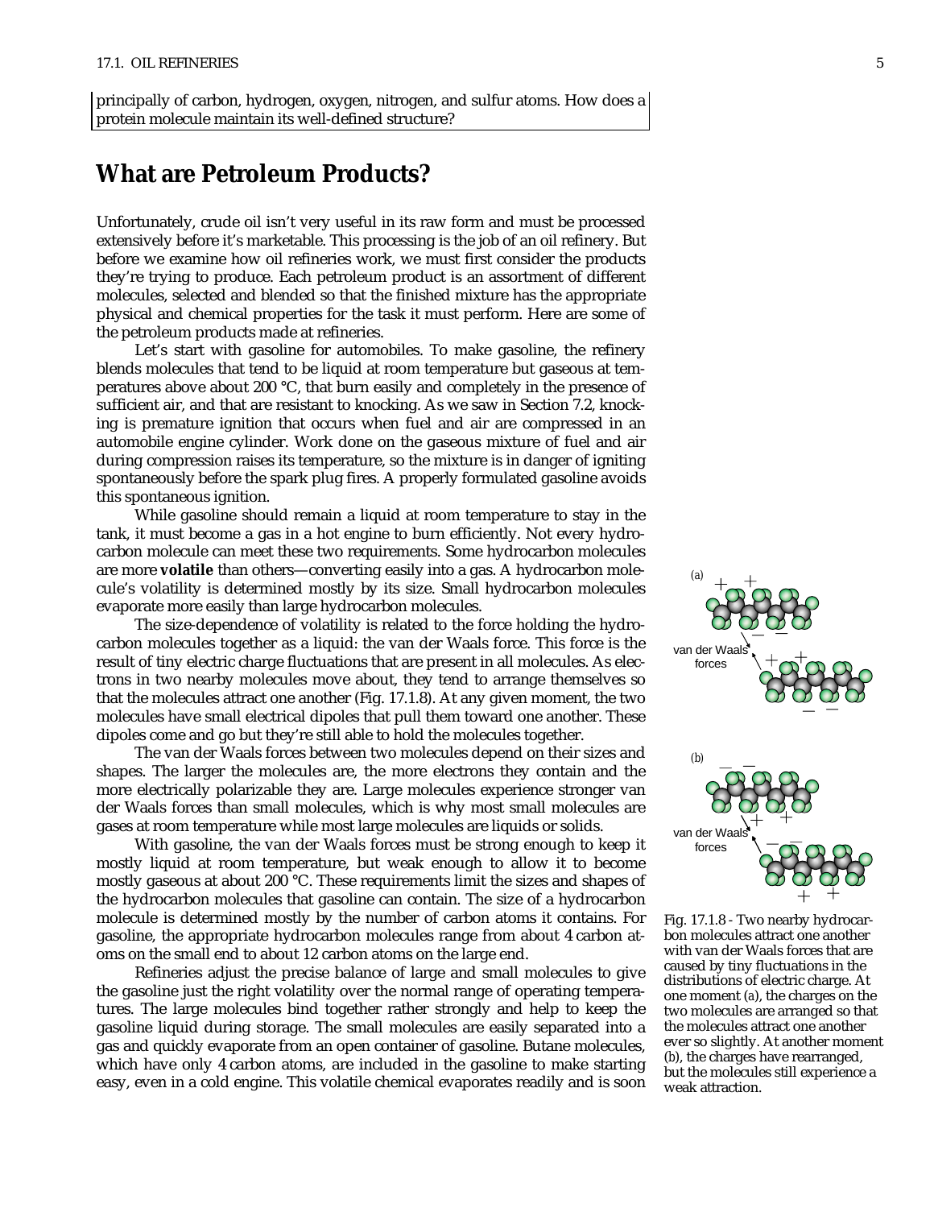principally of carbon, hydrogen, oxygen, nitrogen, and sulfur atoms. How does a protein molecule maintain its well-defined structure?

## What are Petroleum Products?

Unfortunately, crude oil isn't very useful in its raw form and must be processed extensively before it's marketable. This processing is the job of an oil refinery. But before we examine how oil refineries work, we must first consider the products they're trying to produce. Each petroleum product is an assortment of different molecules, selected and blended so that the finished mixture has the appropriate physical and chemical properties for the task it must perform. Here are some of the petroleum products made at refineries.

Let's start with gasoline for automobiles. To make gasoline, the refinery blends molecules that tend to be liquid at room temperature but gaseous at temperatures above about 200 °C, that burn easily and completely in the presence of sufficient air, and that are resistant to knocking. As we saw in Section 7.2, knocking is premature ignition that occurs when fuel and air are compressed in an automobile engine cylinder. Work done on the gaseous mixture of fuel and air during compression raises its temperature, so the mixture is in danger of igniting spontaneously before the spark plug fires. A properly formulated gasoline avoids this spontaneous ignition.

While gasoline should remain a liquid at room temperature to stay in the tank, it must become a gas in a hot engine to burn efficiently. Not every hydrocarbon molecule can meet these two requirements. Some hydrocarbon molecules are more **volatile** than others—converting easily into a gas. A hydrocarbon molecule's volatility is determined mostly by its size. Small hydrocarbon molecules evaporate more easily than large hydrocarbon molecules.

The size-dependence of volatility is related to the force holding the hydrocarbon molecules together as a liquid: the van der Waals force. This force is the result of tiny electric charge fluctuations that are present in all molecules. As electrons in two nearby molecules move about, they tend to arrange themselves so that the molecules attract one another (Fig. 17.1.8). At any given moment, the two molecules have small electrical dipoles that pull them toward one another. These dipoles come and go but they're still able to hold the molecules together.

The van der Waals forces between two molecules depend on their sizes and shapes. The larger the molecules are, the more electrons they contain and the more electrically polarizable they are. Large molecules experience stronger van der Waals forces than small molecules, which is why most small molecules are gases at room temperature while most large molecules are liquids or solids.

With gasoline, the van der Waals forces must be strong enough to keep it mostly liquid at room temperature, but weak enough to allow it to become mostly gaseous at about 200 °C. These requirements limit the sizes and shapes of the hydrocarbon molecules that gasoline can contain. The size of a hydrocarbon molecule is determined mostly by the number of carbon atoms it contains. For gasoline, the appropriate hydrocarbon molecules range from about 4 carbon atoms on the small end to about 12 carbon atoms on the large end.

Refineries adjust the precise balance of large and small molecules to give the gasoline just the right volatility over the normal range of operating temperatures. The large molecules bind together rather strongly and help to keep the gasoline liquid during storage. The small molecules are easily separated into a gas and quickly evaporate from an open container of gasoline. Butane molecules, which have only 4 carbon atoms, are included in the gasoline to make starting easy, even in a cold engine. This volatile chemical evaporates readily and is soon

Fig. 17.1.8 - Two nearby hydrocarbon molecules attract one another with van der Waals forces that are caused by tiny fluctuations in the distributions of electric charge. At one moment (a), the charges on the two molecules are arranged so that the molecules attract one another ever so slightly. At another moment (b), the charges have rearranged, but the molecules still experience a weak attraction.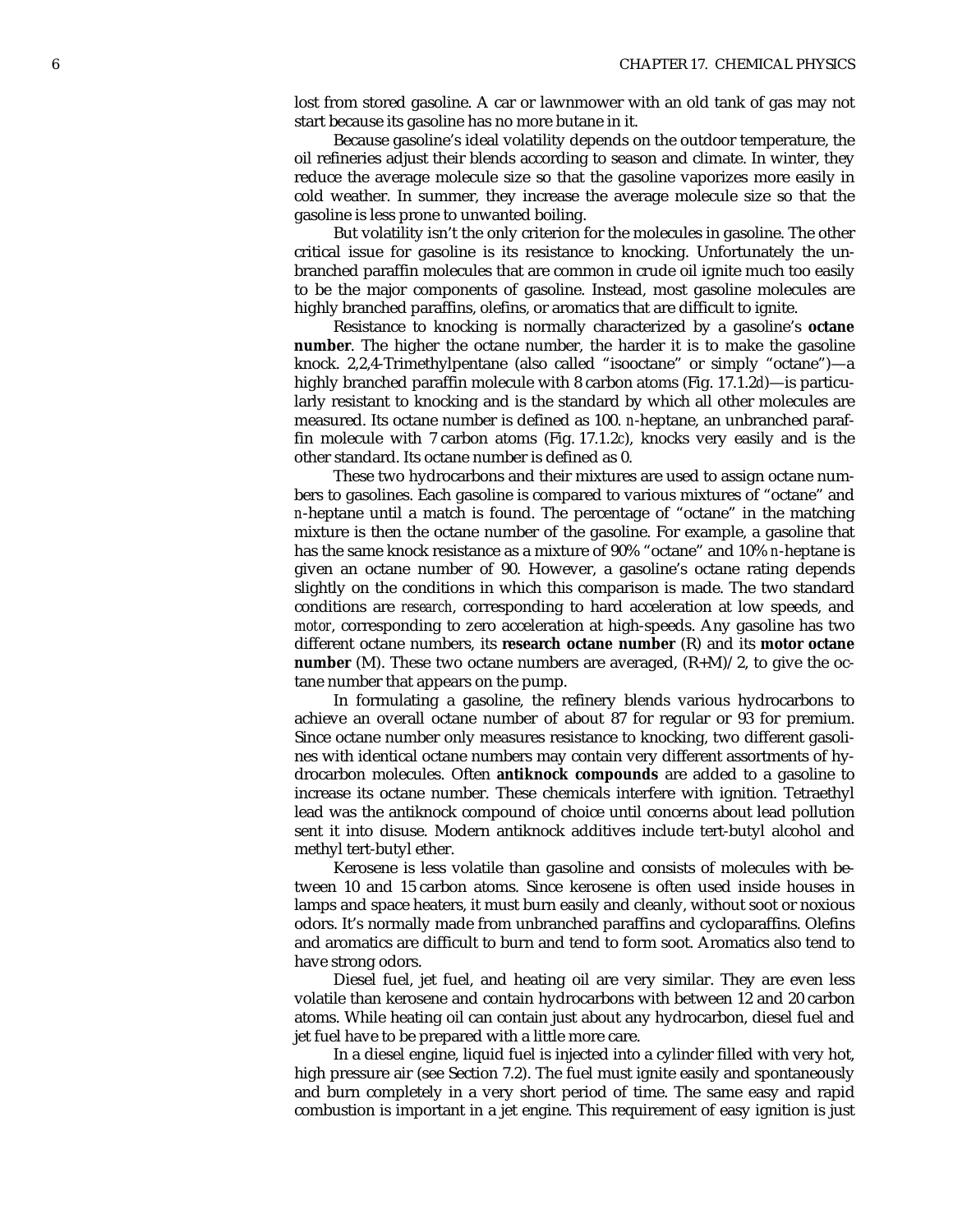lost from stored gasoline. A car or lawnmower with an old tank of gas may not start because its gasoline has no more butane in it.

Because gasoline's ideal volatility depends on the outdoor temperature, the oil refineries adjust their blends according to season and climate. In winter, they reduce the average molecule size so that the gasoline vaporizes more easily in cold weather. In summer, they increase the average molecule size so that the gasoline is less prone to unwanted boiling.

But volatility isn't the only criterion for the molecules in gasoline. The other critical issue for gasoline is its resistance to knocking. Unfortunately the unbranched paraffin molecules that are common in crude oil ignite much too easily to be the major components of gasoline. Instead, most gasoline molecules are highly branched paraffins, olefins, or aromatics that are difficult to ignite.

Resistance to knocking is normally characterized by a gasoline's **octane number**. The higher the octane number, the harder it is to make the gasoline knock. 2,2,4-Trimethylpentane (also called "isooctane" or simply "octane")—a highly branched paraffin molecule with 8 carbon atoms (Fig. 17.1.2*d*)—is particularly resistant to knocking and is the standard by which all other molecules are measured. Its octane number is defined as 100. *n*-heptane, an unbranched paraffin molecule with 7 carbon atoms (Fig. 17.1.2*c*), knocks very easily and is the other standard. Its octane number is defined as 0.

These two hydrocarbons and their mixtures are used to assign octane numbers to gasolines. Each gasoline is compared to various mixtures of "octane" and *n*-heptane until a match is found. The percentage of "octane" in the matching mixture is then the octane number of the gasoline. For example, a gasoline that has the same knock resistance as a mixture of 90% "octane" and 10% *n*-heptane is given an octane number of 90. However, a gasoline's octane rating depends slightly on the conditions in which this comparison is made. The two standard conditions are *research*, corresponding to hard acceleration at low speeds, and *motor*, corresponding to zero acceleration at high-speeds. Any gasoline has two different octane numbers, its **research octane number** (R) and its **motor octane number** (M). These two octane numbers are averaged, (R+M)/2, to give the octane number that appears on the pump.

In formulating a gasoline, the refinery blends various hydrocarbons to achieve an overall octane number of about 87 for regular or 93 for premium. Since octane number only measures resistance to knocking, two different gasolines with identical octane numbers may contain very different assortments of hydrocarbon molecules. Often **antiknock compounds** are added to a gasoline to increase its octane number. These chemicals interfere with ignition. Tetraethyl lead was the antiknock compound of choice until concerns about lead pollution sent it into disuse. Modern antiknock additives include tert-butyl alcohol and methyl tert-butyl ether.

Kerosene is less volatile than gasoline and consists of molecules with between 10 and 15 carbon atoms. Since kerosene is often used inside houses in lamps and space heaters, it must burn easily and cleanly, without soot or noxious odors. It's normally made from unbranched paraffins and cycloparaffins. Olefins and aromatics are difficult to burn and tend to form soot. Aromatics also tend to have strong odors.

Diesel fuel, jet fuel, and heating oil are very similar. They are even less volatile than kerosene and contain hydrocarbons with between 12 and 20 carbon atoms. While heating oil can contain just about any hydrocarbon, diesel fuel and jet fuel have to be prepared with a little more care.

In a diesel engine, liquid fuel is injected into a cylinder filled with very hot, high pressure air (see Section 7.2). The fuel must ignite easily and spontaneously and burn completely in a very short period of time. The same easy and rapid combustion is important in a jet engine. This requirement of easy ignition is just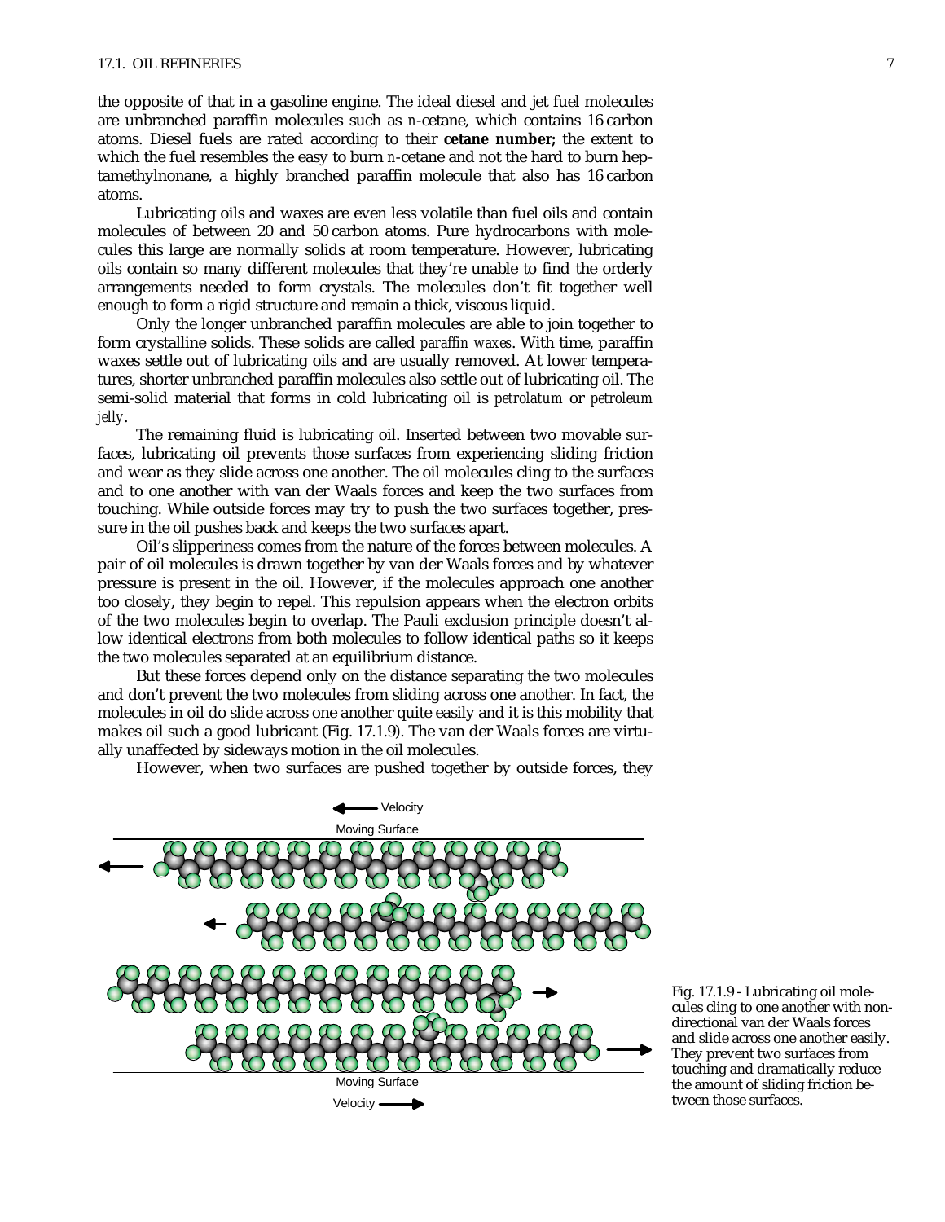the opposite of that in a gasoline engine. The ideal diesel and jet fuel molecules are unbranched paraffin molecules such as *n*-cetane, which contains 16 carbon atoms. Diesel fuels are rated according to their **cetane number;** the extent to which the fuel resembles the easy to burn *n*-cetane and not the hard to burn heptamethylnonane, a highly branched paraffin molecule that also has 16 carbon atoms.

Lubricating oils and waxes are even less volatile than fuel oils and contain molecules of between 20 and 50 carbon atoms. Pure hydrocarbons with molecules this large are normally solids at room temperature. However, lubricating oils contain so many different molecules that they're unable to find the orderly arrangements needed to form crystals. The molecules don't fit together well enough to form a rigid structure and remain a thick, viscous liquid.

Only the longer unbranched paraffin molecules are able to join together to form crystalline solids. These solids are called *paraffin waxes*. With time, paraffin waxes settle out of lubricating oils and are usually removed. At lower temperatures, shorter unbranched paraffin molecules also settle out of lubricating oil. The semi-solid material that forms in cold lubricating oil is *petrolatum* or *petroleum jelly*.

The remaining fluid is lubricating oil. Inserted between two movable surfaces, lubricating oil prevents those surfaces from experiencing sliding friction and wear as they slide across one another. The oil molecules cling to the surfaces and to one another with van der Waals forces and keep the two surfaces from touching. While outside forces may try to push the two surfaces together, pressure in the oil pushes back and keeps the two surfaces apart.

Oil's slipperiness comes from the nature of the forces between molecules. A pair of oil molecules is drawn together by van der Waals forces and by whatever pressure is present in the oil. However, if the molecules approach one another too closely, they begin to repel. This repulsion appears when the electron orbits of the two molecules begin to overlap. The Pauli exclusion principle doesn't allow identical electrons from both molecules to follow identical paths so it keeps the two molecules separated at an equilibrium distance.

But these forces depend only on the distance separating the two molecules and don't prevent the two molecules from sliding across one another. In fact, the molecules in oil do slide across one another quite easily and it is this mobility that makes oil such a good lubricant (Fig. 17.1.9). The van der Waals forces are virtually unaffected by sideways motion in the oil molecules.

However, when two surfaces are pushed together by outside forces, they

Fig. 17.1.9 - Lubricating oil molecules cling to one another with non-directional van der Waals forces and slide across one another easily. They prevent two surfaces from touching and dramatically reduce the amount of sliding friction between those surfaces.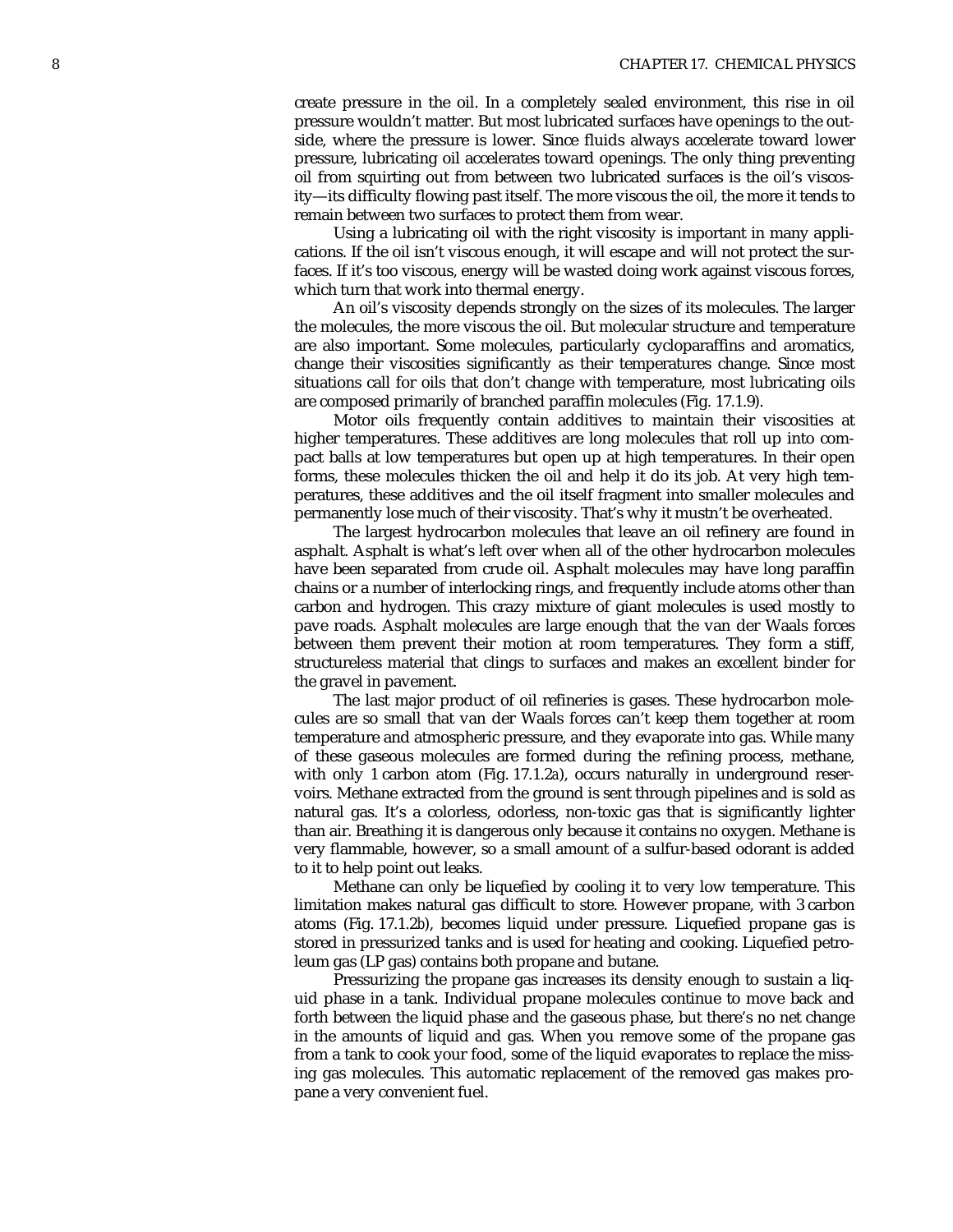create pressure in the oil. In a completely sealed environment, this rise in oil pressure wouldn't matter. But most lubricated surfaces have openings to the outside, where the pressure is lower. Since fluids always accelerate toward lower pressure, lubricating oil accelerates toward openings. The only thing preventing oil from squirting out from between two lubricated surfaces is the oil's viscosity—its difficulty flowing past itself. The more viscous the oil, the more it tends to remain between two surfaces to protect them from wear.

Using a lubricating oil with the right viscosity is important in many applications. If the oil isn't viscous enough, it will escape and will not protect the surfaces. If it's too viscous, energy will be wasted doing work against viscous forces, which turn that work into thermal energy.

An oil's viscosity depends strongly on the sizes of its molecules. The larger the molecules, the more viscous the oil. But molecular structure and temperature are also important. Some molecules, particularly cycloparaffins and aromatics, change their viscosities significantly as their temperatures change. Since most situations call for oils that don't change with temperature, most lubricating oils are composed primarily of branched paraffin molecules (Fig. 17.1.9).

Motor oils frequently contain additives to maintain their viscosities at higher temperatures. These additives are long molecules that roll up into compact balls at low temperatures but open up at high temperatures. In their open forms, these molecules thicken the oil and help it do its job. At very high temperatures, these additives and the oil itself fragment into smaller molecules and permanently lose much of their viscosity. That's why it mustn't be overheated.

The largest hydrocarbon molecules that leave an oil refinery are found in asphalt. Asphalt is what's left over when all of the other hydrocarbon molecules have been separated from crude oil. Asphalt molecules may have long paraffin chains or a number of interlocking rings, and frequently include atoms other than carbon and hydrogen. This crazy mixture of giant molecules is used mostly to pave roads. Asphalt molecules are large enough that the van der Waals forces between them prevent their motion at room temperatures. They form a stiff, structureless material that clings to surfaces and makes an excellent binder for the gravel in pavement.

The last major product of oil refineries is gases. These hydrocarbon molecules are so small that van der Waals forces can't keep them together at room temperature and atmospheric pressure, and they evaporate into gas. While many of these gaseous molecules are formed during the refining process, methane, with only 1 carbon atom (Fig. 17.1.2*a*), occurs naturally in underground reservoirs. Methane extracted from the ground is sent through pipelines and is sold as natural gas. It's a colorless, odorless, non-toxic gas that is significantly lighter than air. Breathing it is dangerous only because it contains no oxygen. Methane is very flammable, however, so a small amount of a sulfur-based odorant is added to it to help point out leaks.

Methane can only be liquefied by cooling it to very low temperature. This limitation makes natural gas difficult to store. However propane, with 3 carbon atoms (Fig. 17.1.2*b*), becomes liquid under pressure. Liquefied propane gas is stored in pressurized tanks and is used for heating and cooking. Liquefied petroleum gas (LP gas) contains both propane and butane.

Pressurizing the propane gas increases its density enough to sustain a liquid phase in a tank. Individual propane molecules continue to move back and forth between the liquid phase and the gaseous phase, but there's no net change in the amounts of liquid and gas. When you remove some of the propane gas from a tank to cook your food, some of the liquid evaporates to replace the missing gas molecules. This automatic replacement of the removed gas makes propane a very convenient fuel.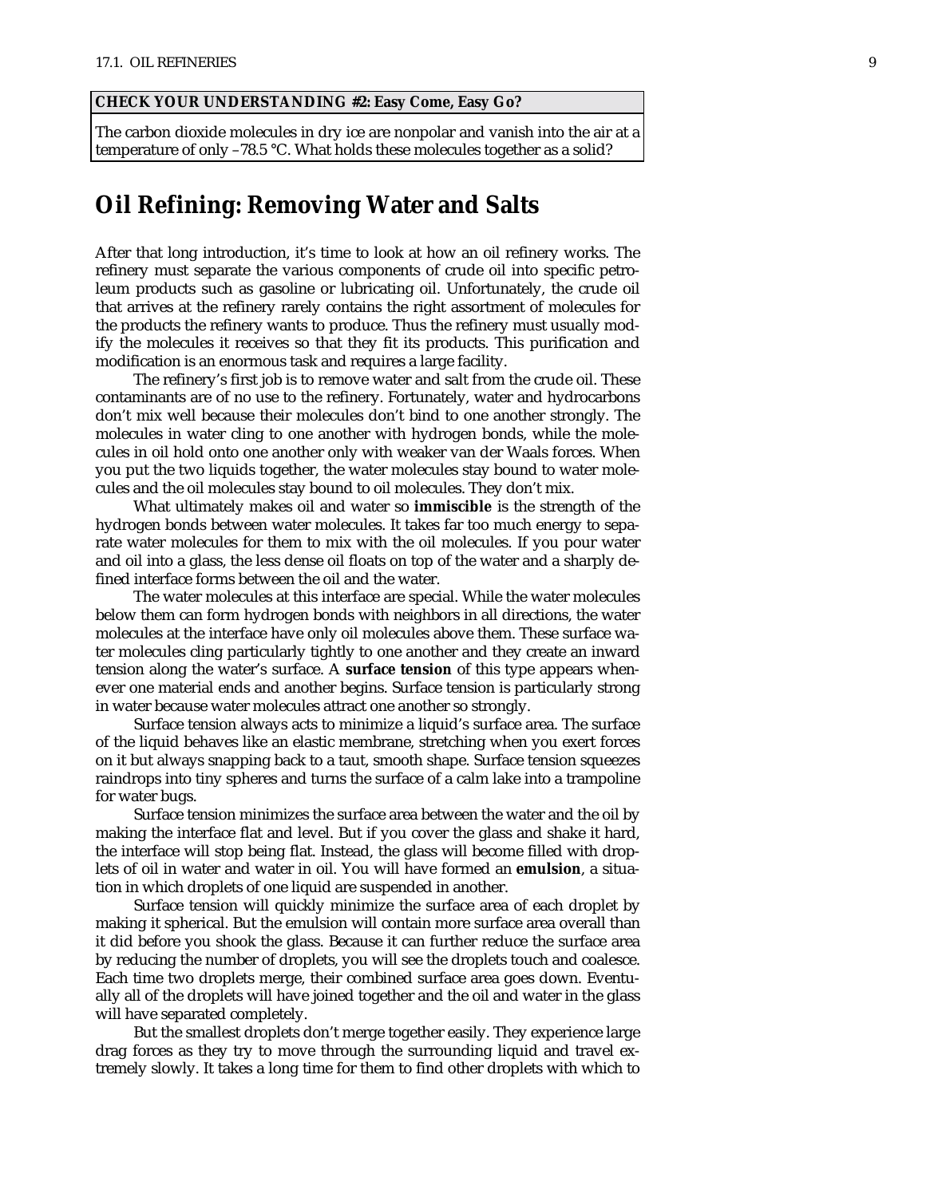**CHECK YOUR UNDERSTANDING #2: Easy Come, Easy Go?**

The carbon dioxide molecules in dry ice are nonpolar and vanish into the air at a temperature of only –78.5 °C. What holds these molecules together as a solid?

## Oil Refining: Removing Water and Salts

After that long introduction, it's time to look at how an oil refinery works. The refinery must separate the various components of crude oil into specific petroleum products such as gasoline or lubricating oil. Unfortunately, the crude oil that arrives at the refinery rarely contains the right assortment of molecules for the products the refinery wants to produce. Thus the refinery must usually modify the molecules it receives so that they fit its products. This purification and modification is an enormous task and requires a large facility.

The refinery's first job is to remove water and salt from the crude oil. These contaminants are of no use to the refinery. Fortunately, water and hydrocarbons don't mix well because their molecules don't bind to one another strongly. The molecules in water cling to one another with hydrogen bonds, while the molecules in oil hold onto one another only with weaker van der Waals forces. When you put the two liquids together, the water molecules stay bound to water molecules and the oil molecules stay bound to oil molecules. They don't mix.

What ultimately makes oil and water so **immiscible** is the strength of the hydrogen bonds between water molecules. It takes far too much energy to separate water molecules for them to mix with the oil molecules. If you pour water and oil into a glass, the less dense oil floats on top of the water and a sharply defined interface forms between the oil and the water.

The water molecules at this interface are special. While the water molecules below them can form hydrogen bonds with neighbors in all directions, the water molecules at the interface have only oil molecules above them. These surface water molecules cling particularly tightly to one another and they create an inward tension along the water's surface. A **surface tension** of this type appears whenever one material ends and another begins. Surface tension is particularly strong in water because water molecules attract one another so strongly.

Surface tension always acts to minimize a liquid's surface area. The surface of the liquid behaves like an elastic membrane, stretching when you exert forces on it but always snapping back to a taut, smooth shape. Surface tension squeezes raindrops into tiny spheres and turns the surface of a calm lake into a trampoline for water bugs.

Surface tension minimizes the surface area between the water and the oil by making the interface flat and level. But if you cover the glass and shake it hard, the interface will stop being flat. Instead, the glass will become filled with droplets of oil in water and water in oil. You will have formed an **emulsion**, a situation in which droplets of one liquid are suspended in another.

Surface tension will quickly minimize the surface area of each droplet by making it spherical. But the emulsion will contain more surface area overall than it did before you shook the glass. Because it can further reduce the surface area by reducing the number of droplets, you will see the droplets touch and coalesce. Each time two droplets merge, their combined surface area goes down. Eventually all of the droplets will have joined together and the oil and water in the glass will have separated completely.

But the smallest droplets don't merge together easily. They experience large drag forces as they try to move through the surrounding liquid and travel extremely slowly. It takes a long time for them to find other droplets with which to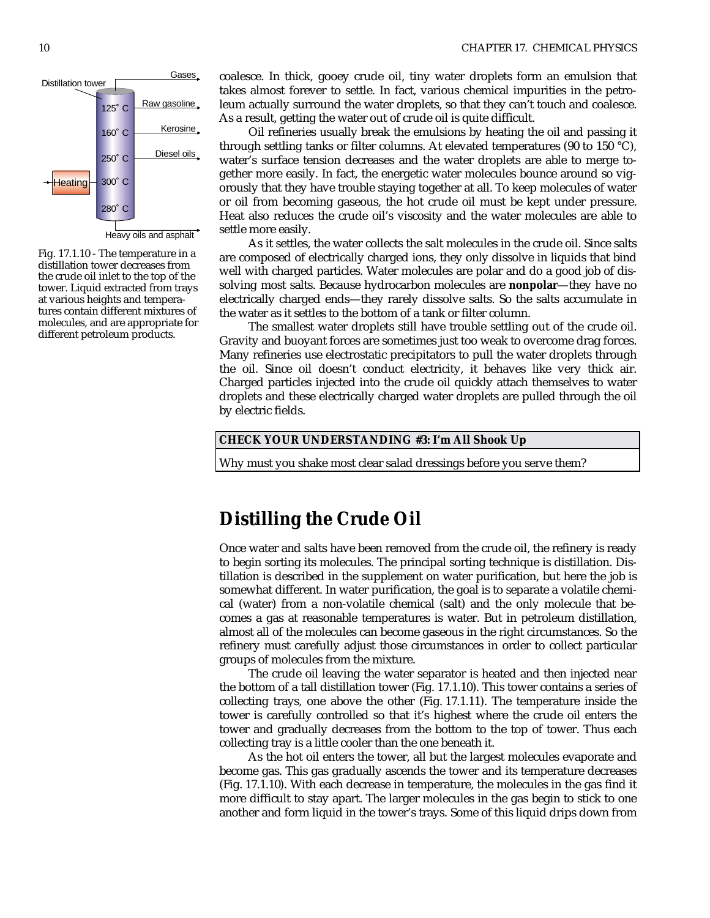Distillation tower

Gases

Raw gasoline

Kerosine

Diesel oils

Heating

125˚ C

160˚ C

250˚ C

300˚ C

280˚ C

Heavy oils and asphalt

Fig. 17.1.10 - The temperature in a distillation tower decreases from the crude oil inlet to the top of the tower. Liquid extracted from trays at various heights and temperatures contain different mixtures of molecules, and are appropriate for different petroleum products.

coalesce. In thick, gooey crude oil, tiny water droplets form an emulsion that takes almost forever to settle. In fact, various chemical impurities in the petroleum actually surround the water droplets, so that they can't touch and coalesce. As a result, getting the water out of crude oil is quite difficult.

Oil refineries usually break the emulsions by heating the oil and passing it through settling tanks or filter columns. At elevated temperatures (90 to 150 °C), water's surface tension decreases and the water droplets are able to merge together more easily. In fact, the energetic water molecules bounce around so vigorously that they have trouble staying together at all. To keep molecules of water or oil from becoming gaseous, the hot crude oil must be kept under pressure. Heat also reduces the crude oil's viscosity and the water molecules are able to settle more easily.

As it settles, the water collects the salt molecules in the crude oil. Since salts are composed of electrically charged ions, they only dissolve in liquids that bind well with charged particles. Water molecules are polar and do a good job of dissolving most salts. Because hydrocarbon molecules are **nonpolar**—they have no electrically charged ends—they rarely dissolve salts. So the salts accumulate in the water as it settles to the bottom of a tank or filter column.

The smallest water droplets still have trouble settling out of the crude oil. Gravity and buoyant forces are sometimes just too weak to overcome drag forces. Many refineries use electrostatic precipitators to pull the water droplets through the oil. Since oil doesn't conduct electricity, it behaves like very thick air. Charged particles injected into the crude oil quickly attach themselves to water droplets and these electrically charged water droplets are pulled through the oil by electric fields.

**CHECK YOUR UNDERSTANDING #3: I'm All Shook Up**

Why must you shake most clear salad dressings before you serve them?

## Distilling the Crude Oil

Once water and salts have been removed from the crude oil, the refinery is ready to begin sorting its molecules. The principal sorting technique is distillation. Distillation is described in the supplement on water purification, but here the job is somewhat different. In water purification, the goal is to separate a volatile chemical (water) from a non-volatile chemical (salt) and the only molecule that becomes a gas at reasonable temperatures is water. But in petroleum distillation, almost all of the molecules can become gaseous in the right circumstances. So the refinery must carefully adjust those circumstances in order to collect particular groups of molecules from the mixture.

The crude oil leaving the water separator is heated and then injected near the bottom of a tall distillation tower (Fig. 17.1.10). This tower contains a series of collecting trays, one above the other (Fig. 17.1.11). The temperature inside the tower is carefully controlled so that it's highest where the crude oil enters the tower and gradually decreases from the bottom to the top of tower. Thus each collecting tray is a little cooler than the one beneath it.

As the hot oil enters the tower, all but the largest molecules evaporate and become gas. This gas gradually ascends the tower and its temperature decreases (Fig. 17.1.10). With each decrease in temperature, the molecules in the gas find it more difficult to stay apart. The larger molecules in the gas begin to stick to one another and form liquid in the tower's trays. Some of this liquid drips down from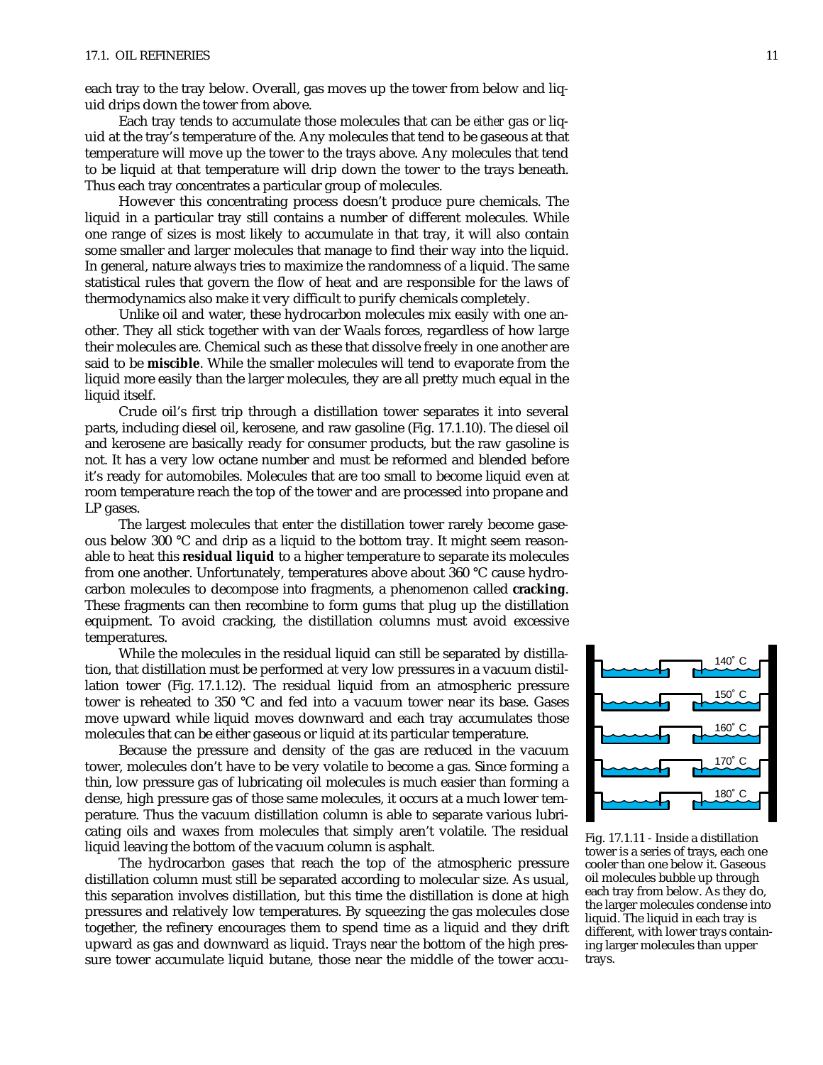each tray to the tray below. Overall, gas moves up the tower from below and liquid drips down the tower from above.

Each tray tends to accumulate those molecules that can be *either* gas or liquid at the tray's temperature of the. Any molecules that tend to be gaseous at that temperature will move up the tower to the trays above. Any molecules that tend to be liquid at that temperature will drip down the tower to the trays beneath. Thus each tray concentrates a particular group of molecules.

However this concentrating process doesn't produce pure chemicals. The liquid in a particular tray still contains a number of different molecules. While one range of sizes is most likely to accumulate in that tray, it will also contain some smaller and larger molecules that manage to find their way into the liquid. In general, nature always tries to maximize the randomness of a liquid. The same statistical rules that govern the flow of heat and are responsible for the laws of thermodynamics also make it very difficult to purify chemicals completely.

Unlike oil and water, these hydrocarbon molecules mix easily with one another. They all stick together with van der Waals forces, regardless of how large their molecules are. Chemical such as these that dissolve freely in one another are said to be **miscible**. While the smaller molecules will tend to evaporate from the liquid more easily than the larger molecules, they are all pretty much equal in the liquid itself.

Crude oil's first trip through a distillation tower separates it into several parts, including diesel oil, kerosene, and raw gasoline (Fig. 17.1.10). The diesel oil and kerosene are basically ready for consumer products, but the raw gasoline is not. It has a very low octane number and must be reformed and blended before it's ready for automobiles. Molecules that are too small to become liquid even at room temperature reach the top of the tower and are processed into propane and LP gases.

The largest molecules that enter the distillation tower rarely become gaseous below 300 °C and drip as a liquid to the bottom tray. It might seem reasonable to heat this **residual liquid** to a higher temperature to separate its molecules from one another. Unfortunately, temperatures above about 360 °C cause hydrocarbon molecules to decompose into fragments, a phenomenon called **cracking**. These fragments can then recombine to form gums that plug up the distillation equipment. To avoid cracking, the distillation columns must avoid excessive temperatures.

While the molecules in the residual liquid can still be separated by distillation, that distillation must be performed at very low pressures in a vacuum distillation tower (Fig. 17.1.12). The residual liquid from an atmospheric pressure tower is reheated to 350 °C and fed into a vacuum tower near its base. Gases move upward while liquid moves downward and each tray accumulates those molecules that can be either gaseous or liquid at its particular temperature.

Because the pressure and density of the gas are reduced in the vacuum tower, molecules don't have to be very volatile to become a gas. Since forming a thin, low pressure gas of lubricating oil molecules is much easier than forming a dense, high pressure gas of those same molecules, it occurs at a much lower temperature. Thus the vacuum distillation column is able to separate various lubricating oils and waxes from molecules that simply aren't volatile. The residual liquid leaving the bottom of the vacuum column is asphalt.

The hydrocarbon gases that reach the top of the atmospheric pressure distillation column must still be separated according to molecular size. As usual, this separation involves distillation, but this time the distillation is done at high pressures and relatively low temperatures. By squeezing the gas molecules close together, the refinery encourages them to spend time as a liquid and they drift upward as gas and downward as liquid. Trays near the bottom of the high pressure tower accumulate liquid butane, those near the middle of the tower accu-

140˚ C
150˚ C
160˚ C
170˚ C
180˚ C

Fig. 17.1.11 - Inside a distillation tower is a series of trays, each one cooler than one below it. Gaseous oil molecules bubble up through each tray from below. As they do, the larger molecules condense into liquid. The liquid in each tray is different, with lower trays containing larger molecules than upper trays.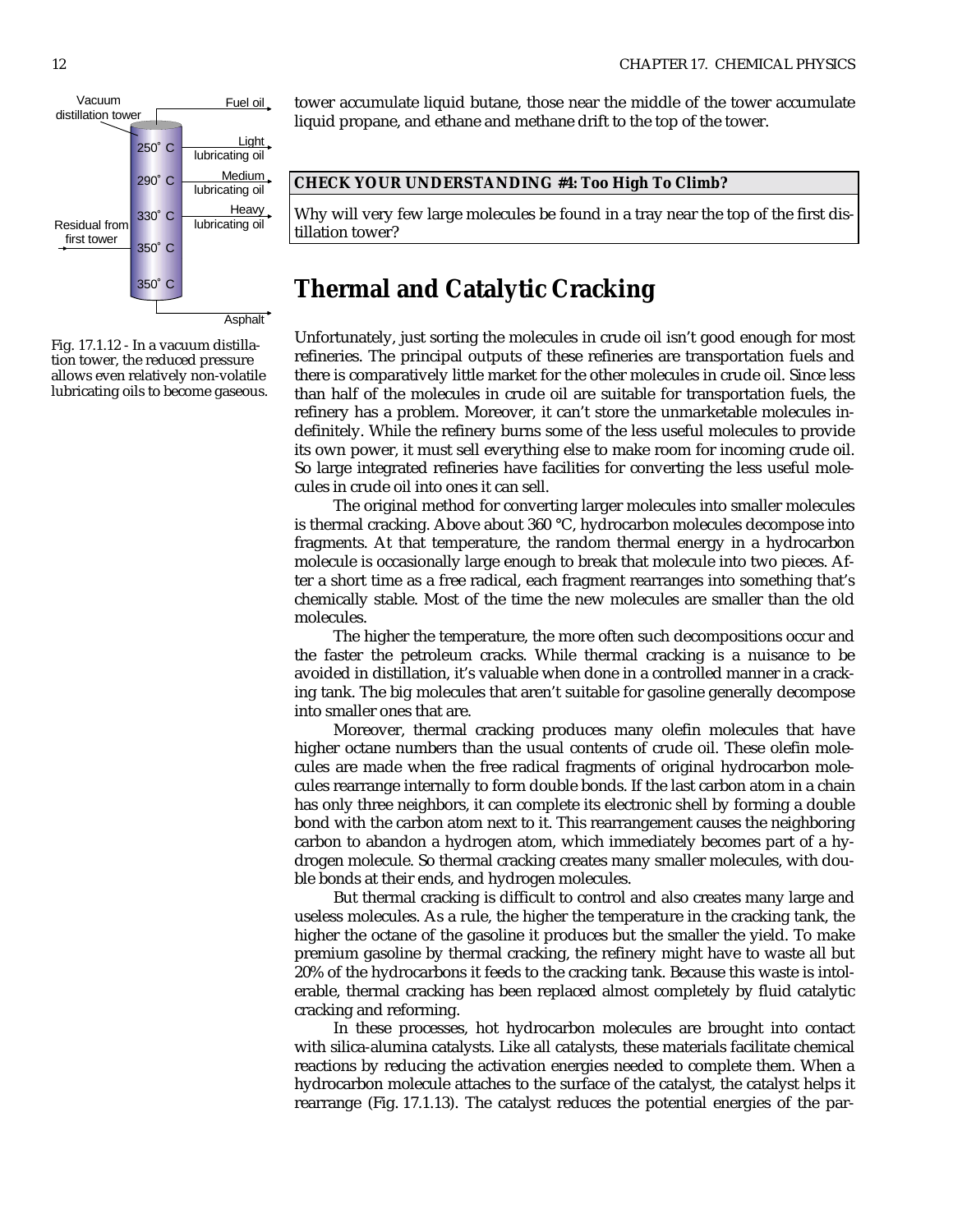Vacuum distillation tower

Fuel oil

250° C

Light lubricating oil

290° C

Medium lubricating oil

330° C

Heavy lubricating oil

Residual from first tower

350° C

350° C

Asphalt

Fig. 17.1.12 - In a vacuum distillation tower, the reduced pressure allows even relatively non-volatile lubricating oils to become gaseous.

tower accumulate liquid butane, those near the middle of the tower accumulate liquid propane, and ethane and methane drift to the top of the tower.

**CHECK YOUR UNDERSTANDING #4: Too High To Climb?**

Why will very few large molecules be found in a tray near the top of the first distillation tower?

## Thermal and Catalytic Cracking

Unfortunately, just sorting the molecules in crude oil isn't good enough for most refineries. The principal outputs of these refineries are transportation fuels and there is comparatively little market for the other molecules in crude oil. Since less than half of the molecules in crude oil are suitable for transportation fuels, the refinery has a problem. Moreover, it can't store the unmarketable molecules indefinitely. While the refinery burns some of the less useful molecules to provide its own power, it must sell everything else to make room for incoming crude oil. So large integrated refineries have facilities for converting the less useful molecules in crude oil into ones it can sell.

The original method for converting larger molecules into smaller molecules is thermal cracking. Above about 360 °C, hydrocarbon molecules decompose into fragments. At that temperature, the random thermal energy in a hydrocarbon molecule is occasionally large enough to break that molecule into two pieces. After a short time as a free radical, each fragment rearranges into something that's chemically stable. Most of the time the new molecules are smaller than the old molecules.

The higher the temperature, the more often such decompositions occur and the faster the petroleum cracks. While thermal cracking is a nuisance to be avoided in distillation, it's valuable when done in a controlled manner in a cracking tank. The big molecules that aren't suitable for gasoline generally decompose into smaller ones that are.

Moreover, thermal cracking produces many olefin molecules that have higher octane numbers than the usual contents of crude oil. These olefin molecules are made when the free radical fragments of original hydrocarbon molecules rearrange internally to form double bonds. If the last carbon atom in a chain has only three neighbors, it can complete its electronic shell by forming a double bond with the carbon atom next to it. This rearrangement causes the neighboring carbon to abandon a hydrogen atom, which immediately becomes part of a hydrogen molecule. So thermal cracking creates many smaller molecules, with double bonds at their ends, and hydrogen molecules.

But thermal cracking is difficult to control and also creates many large and useless molecules. As a rule, the higher the temperature in the cracking tank, the higher the octane of the gasoline it produces but the smaller the yield. To make premium gasoline by thermal cracking, the refinery might have to waste all but 20% of the hydrocarbons it feeds to the cracking tank. Because this waste is intolerable, thermal cracking has been replaced almost completely by fluid catalytic cracking and reforming.

In these processes, hot hydrocarbon molecules are brought into contact with silica-alumina catalysts. Like all catalysts, these materials facilitate chemical reactions by reducing the activation energies needed to complete them. When a hydrocarbon molecule attaches to the surface of the catalyst, the catalyst helps it rearrange (Fig. 17.1.13). The catalyst reduces the potential energies of the par-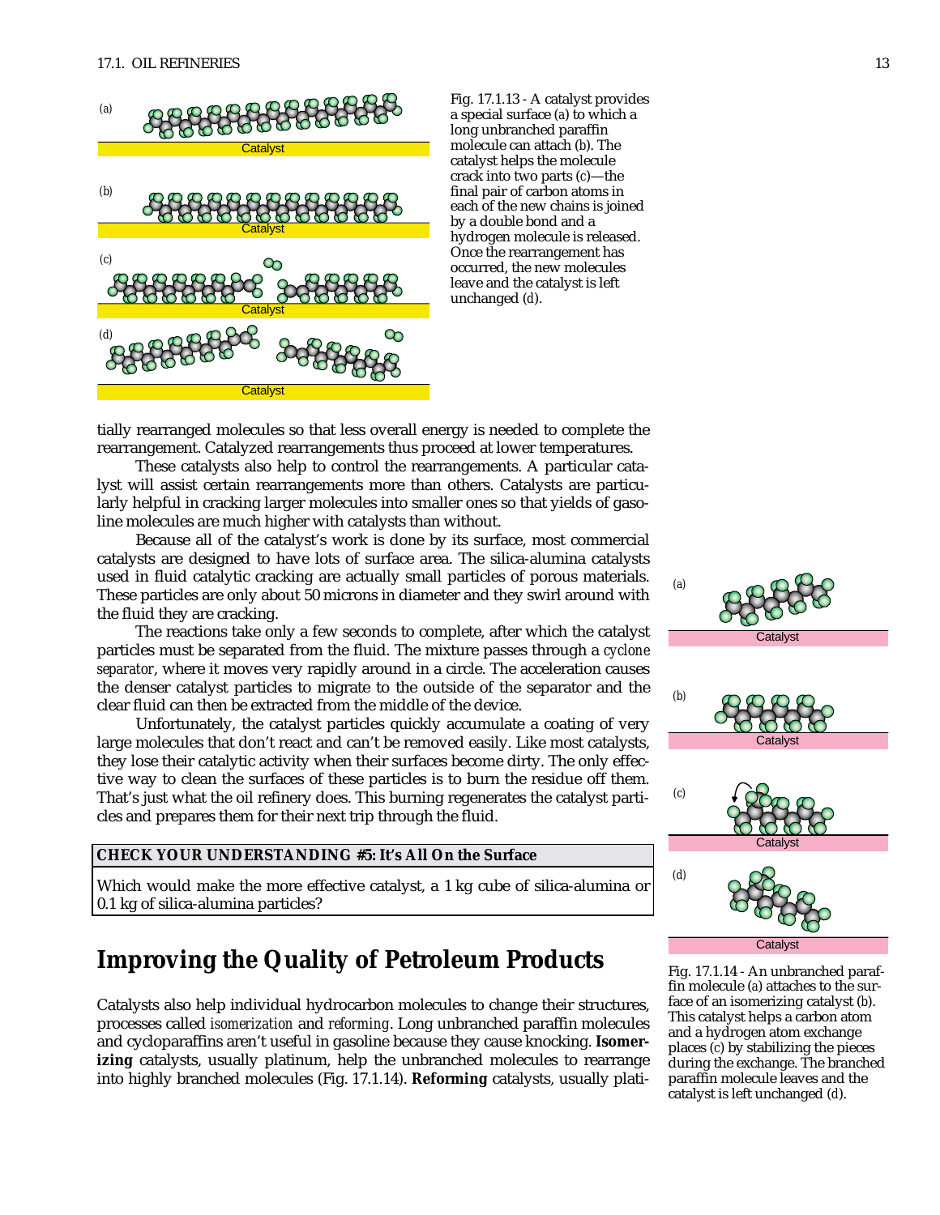(a)

Catalyst

(b)

Catalyst

(c)

Catalyst

(d)

Catalyst

Fig. 17.1.13 - A catalyst provides a special surface (a) to which a long unbranched paraffin molecule can attach (b). The catalyst helps the molecule crack into two parts (c)—the final pair of carbon atoms in each of the new chains is joined by a double bond and a hydrogen molecule is released. Once the rearrangement has occurred, the new molecules leave and the catalyst is left unchanged (d).

tially rearranged molecules so that less overall energy is needed to complete the rearrangement. Catalyzed rearrangements thus proceed at lower temperatures.

These catalysts also help to control the rearrangements. A particular catalyst will assist certain rearrangements more than others. Catalysts are particularly helpful in cracking larger molecules into smaller ones so that yields of gasoline molecules are much higher with catalysts than without.

Because all of the catalyst's work is done by its surface, most commercial catalysts are designed to have lots of surface area. The silica-alumina catalysts used in fluid catalytic cracking are actually small particles of porous materials. These particles are only about 50 microns in diameter and they swirl around with the fluid they are cracking.

The reactions take only a few seconds to complete, after which the catalyst particles must be separated from the fluid. The mixture passes through a *cyclone separator*, where it moves very rapidly around in a circle. The acceleration causes the denser catalyst particles to migrate to the outside of the separator and the clear fluid can then be extracted from the middle of the device.

Unfortunately, the catalyst particles quickly accumulate a coating of very large molecules that don't react and can't be removed easily. Like most catalysts, they lose their catalytic activity when their surfaces become dirty. The only effective way to clean the surfaces of these particles is to burn the residue off them. That's just what the oil refinery does. This burning regenerates the catalyst particles and prepares them for their next trip through the fluid.

**CHECK YOUR UNDERSTANDING #5: It's All On the Surface**

Which would make the more effective catalyst, a 1 kg cube of silica-alumina or 0.1 kg of silica-alumina particles?

## Improving the Quality of Petroleum Products

Catalysts also help individual hydrocarbon molecules to change their structures, processes called *isomerization* and *reforming*. Long unbranched paraffin molecules and cycloparaffins aren't useful in gasoline because they cause knocking. **Isomerizing** catalysts, usually platinum, help the unbranched molecules to rearrange into highly branched molecules (Fig. 17.1.14). **Reforming** catalysts, usually plati-

(a)

Catalyst

(b)

Catalyst

(c)

Catalyst

(d)

Catalyst

Fig. 17.1.14 - An unbranched paraffin molecule (a) attaches to the surface of an isomerizing catalyst (b). This catalyst helps a carbon atom and a hydrogen atom exchange places (c) by stabilizing the pieces during the exchange. The branched paraffin molecule leaves and the catalyst is left unchanged (d).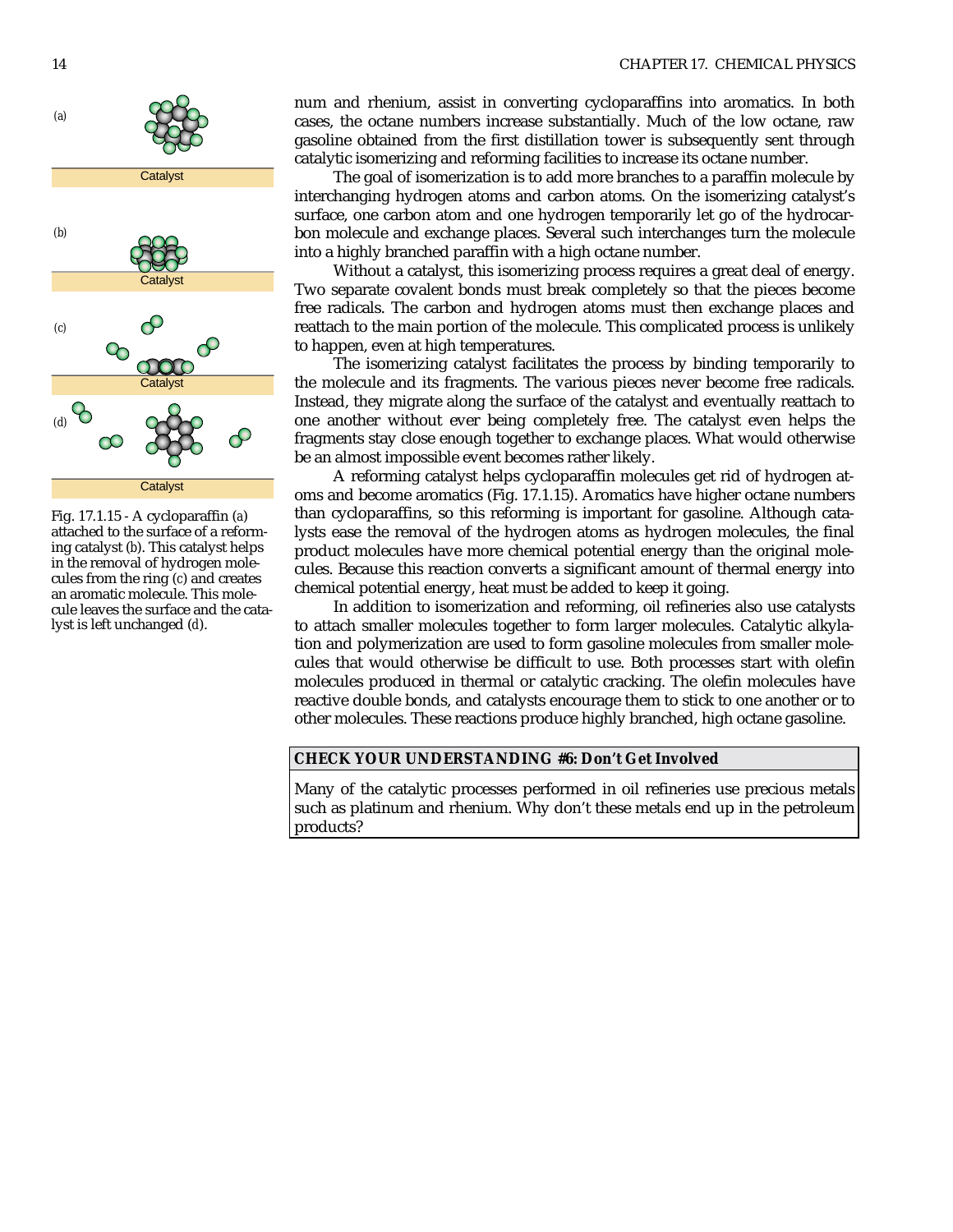(a)

Catalyst

(b)

Catalyst

(c)

Catalyst

(d)

Catalyst

Fig. 17.1.15 - A cycloparaffin (a) attached to the surface of a reforming catalyst (b). This catalyst helps in the removal of hydrogen molecules from the ring (c) and creates an aromatic molecule. This molecule leaves the surface and the catalyst is left unchanged (d).

num and rhenium, assist in converting cycloparaffins into aromatics. In both cases, the octane numbers increase substantially. Much of the low octane, raw gasoline obtained from the first distillation tower is subsequently sent through catalytic isomerizing and reforming facilities to increase its octane number.

The goal of isomerization is to add more branches to a paraffin molecule by interchanging hydrogen atoms and carbon atoms. On the isomerizing catalyst's surface, one carbon atom and one hydrogen temporarily let go of the hydrocarbon molecule and exchange places. Several such interchanges turn the molecule into a highly branched paraffin with a high octane number.

Without a catalyst, this isomerizing process requires a great deal of energy. Two separate covalent bonds must break completely so that the pieces become free radicals. The carbon and hydrogen atoms must then exchange places and reattach to the main portion of the molecule. This complicated process is unlikely to happen, even at high temperatures.

The isomerizing catalyst facilitates the process by binding temporarily to the molecule and its fragments. The various pieces never become free radicals. Instead, they migrate along the surface of the catalyst and eventually reattach to one another without ever being completely free. The catalyst even helps the fragments stay close enough together to exchange places. What would otherwise be an almost impossible event becomes rather likely.

A reforming catalyst helps cycloparaffin molecules get rid of hydrogen atoms and become aromatics (Fig. 17.1.15). Aromatics have higher octane numbers than cycloparaffins, so this reforming is important for gasoline. Although catalysts ease the removal of the hydrogen atoms as hydrogen molecules, the final product molecules have more chemical potential energy than the original molecules. Because this reaction converts a significant amount of thermal energy into chemical potential energy, heat must be added to keep it going.

In addition to isomerization and reforming, oil refineries also use catalysts to attach smaller molecules together to form larger molecules. Catalytic alkylation and polymerization are used to form gasoline molecules from smaller molecules that would otherwise be difficult to use. Both processes start with olefin molecules produced in thermal or catalytic cracking. The olefin molecules have reactive double bonds, and catalysts encourage them to stick to one another or to other molecules. These reactions produce highly branched, high octane gasoline.

**CHECK YOUR UNDERSTANDING #6: Don't Get Involved**

Many of the catalytic processes performed in oil refineries use precious metals such as platinum and rhenium. Why don't these metals end up in the petroleum products?